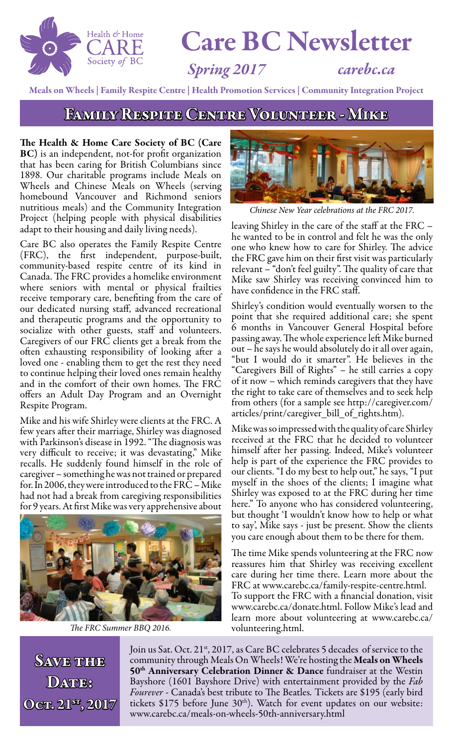# Care BC Newsletter

*Spring 2017* *carebc.ca*

Meals on Wheels | Family Respite Centre | Health Promotion Services | Community Integration Project

## Family Respite Centre Volunteer - Mike

**The Health & Home Care Society of BC (Care BC)** is an independent, not-for profit organization that has been caring for British Columbians since 1898. Our charitable programs include Meals on Wheels and Chinese Meals on Wheels (serving homebound Vancouver and Richmond seniors nutritious meals) and the Community Integration Project (helping people with physical disabilities adapt to their housing and daily living needs).

Care BC also operates the Family Respite Centre (FRC), the first independent, purpose-built, community-based respite centre of its kind in Canada. The FRC provides a homelike environment where seniors with mental or physical frailties receive temporary care, benefiting from the care of our dedicated nursing staff, advanced recreational and therapeutic programs and the opportunity to socialize with other guests, staff and volunteers. Caregivers of our FRC clients get a break from the often exhausting responsibility of looking after a loved one - enabling them to get the rest they need to continue helping their loved ones remain healthy and in the comfort of their own homes. The FRC offers an Adult Day Program and an Overnight Respite Program.

Mike and his wife Shirley were clients at the FRC. A few years after their marriage, Shirley was diagnosed with Parkinson's disease in 1992. "The diagnosis was very difficult to receive; it was devastating," Mike recalls. He suddenly found himself in the role of caregiver – something he was not trained or prepared for. In 2006, they were introduced to the FRC – Mike had not had a break from caregiving responsibilities for 9 years. At first Mike was very apprehensive about leaving Shirley in the care of the staff at the FRC – he wanted to be in control and felt he was the only one who knew how to care for Shirley. The advice the FRC gave him on their first visit was particularly relevant – "don't feel guilty". The quality of care that Mike saw Shirley was receiving convinced him to have confidence in the FRC staff.

*The FRC Summer BBQ 2016.*

*Chinese New Year celebrations at the FRC 2017.*

Shirley's condition would eventually worsen to the point that she required additional care; she spent 6 months in Vancouver General Hospital before passing away. The whole experience left Mike burned out – he says he would absolutely do it all over again, "but I would do it smarter". He believes in the "Caregivers Bill of Rights" – he still carries a copy of it now – which reminds caregivers that they have the right to take care of themselves and to seek help from others (for a sample see http://caregiver.com/articles/print/caregiver_bill_of_rights.htm).

Mike was so impressed with the quality of care Shirley received at the FRC that he decided to volunteer himself after her passing. Indeed, Mike's volunteer help is part of the experience the FRC provides to our clients. "I do my best to help out," he says, "I put myself in the shoes of the clients; I imagine what Shirley was exposed to at the FRC during her time here." To anyone who has considered volunteering, but thought 'I wouldn't know how to help or what to say', Mike says - just be present. Show the clients you care enough about them to be there for them.

The time Mike spends volunteering at the FRC now reassures him that Shirley was receiving excellent care during her time there. Learn more about the FRC at www.carebc.ca/family-respite-centre.html. To support the FRC with a financial donation, visit www.carebc.ca/donate.html. Follow Mike's lead and learn more about volunteering at www.carebc.ca/volunteering.html.

## Save the Date: Oct. 21st, 2017

Join us Sat. Oct. 21st, 2017, as Care BC celebrates 5 decades of service to the community through Meals On Wheels! We're hosting the **Meals on Wheels 50th Anniversary Celebration Dinner & Dance** fundraiser at the Westin Bayshore (1601 Bayshore Drive) with entertainment provided by the *Fab Fourever* - Canada's best tribute to The Beatles. Tickets are $195 (early bird tickets $175 before June 30th). Watch for event updates on our website: www.carebc.ca/meals-on-wheels-50th-anniversary.html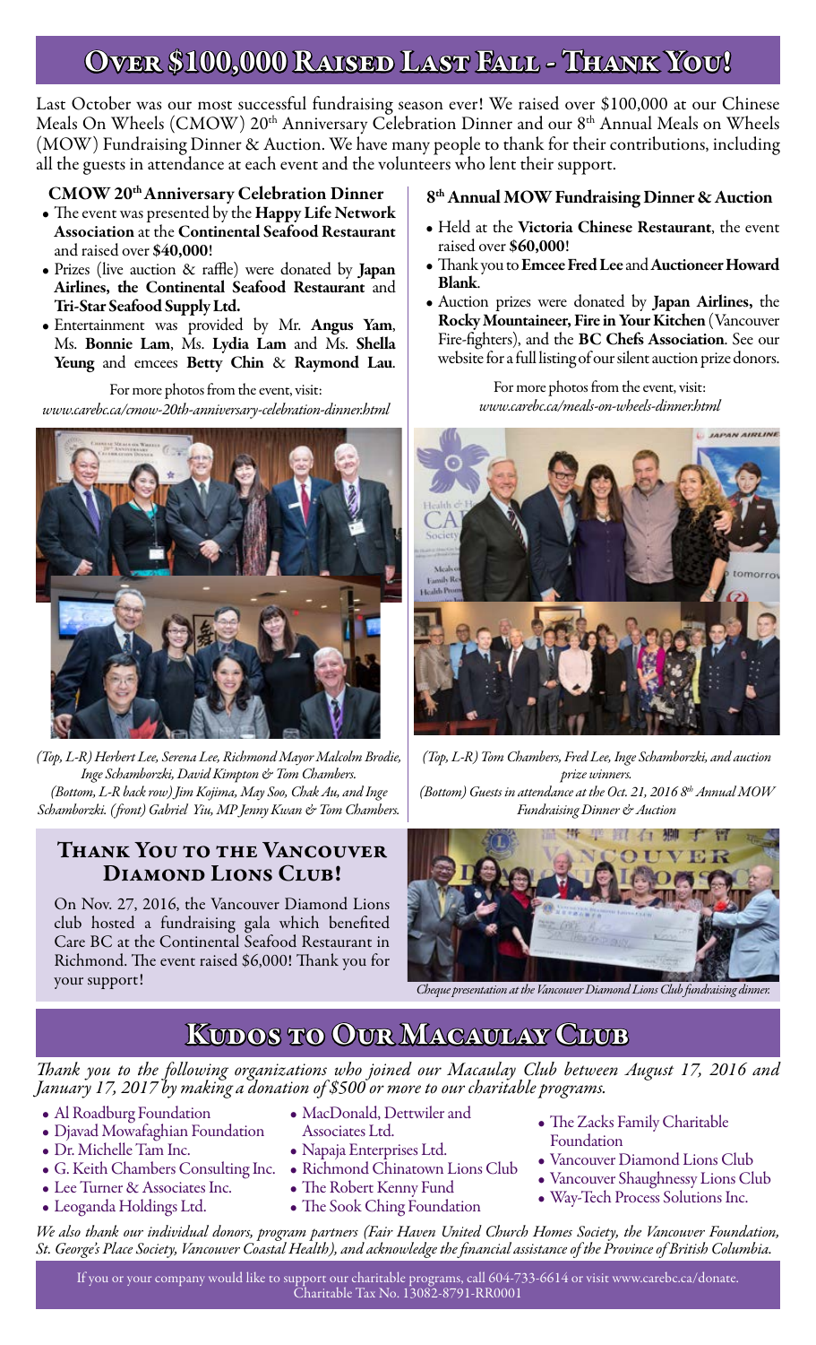## Over $100,000 Raised Last Fall - Thank You!

Last October was our most successful fundraising season ever! We raised over $100,000 at our Chinese Meals On Wheels (CMOW) 20th Anniversary Celebration Dinner and our 8th Annual Meals on Wheels (MOW) Fundraising Dinner & Auction. We have many people to thank for their contributions, including all the guests in attendance at each event and the volunteers who lent their support.

### CMOW 20th Anniversary Celebration Dinner

- The event was presented by the **Happy Life Network Association** at the **Continental Seafood Restaurant** and raised over **$40,000**!
- Prizes (live auction & raffle) were donated by **Japan Airlines, the Continental Seafood Restaurant** and **Tri-Star Seafood Supply Ltd.**
- Entertainment was provided by Mr. **Angus Yam**, Ms. **Bonnie Lam**, Ms. **Lydia Lam** and Ms. **Shella Yeung** and emcees **Betty Chin** & **Raymond Lau**.

For more photos from the event, visit:
*www.carebc.ca/cmow-20th-anniversary-celebration-dinner.html*

*(Top, L-R) Herbert Lee, Serena Lee, Richmond Mayor Malcolm Brodie, Inge Schamborzki, David Kimpton & Tom Chambers.*
*(Bottom, L-R back row) Jim Kojima, May Soo, Chak Au, and Inge Schamborzki. (front) Gabriel Yiu, MP Jenny Kwan & Tom Chambers.*

### 8th Annual MOW Fundraising Dinner & Auction

- Held at the **Victoria Chinese Restaurant**, the event raised over **$60,000**!
- Thank you to **Emcee Fred Lee** and **Auctioneer Howard Blank**.
- Auction prizes were donated by **Japan Airlines,** the **Rocky Mountaineer, Fire in Your Kitchen** (Vancouver Fire-fighters), and the **BC Chefs Association**. See our website for a full listing of our silent auction prize donors.

For more photos from the event, visit:
*www.carebc.ca/meals-on-wheels-dinner.html*

*(Top, L-R) Tom Chambers, Fred Lee, Inge Schamborzki, and auction prize winners.*
*(Bottom) Guests in attendance at the Oct. 21, 2016 8th Annual MOW Fundraising Dinner & Auction*

## Thank You to the Vancouver Diamond Lions Club!

On Nov. 27, 2016, the Vancouver Diamond Lions club hosted a fundraising gala which benefited Care BC at the Continental Seafood Restaurant in Richmond. The event raised $6,000! Thank you for your support!

*Cheque presentation at the Vancouver Diamond Lions Club fundraising dinner.*

## Kudos to Our Macaulay Club

*Thank you to the following organizations who joined our Macaulay Club between August 17, 2016 and January 17, 2017 by making a donation of $500 or more to our charitable programs.*

- Al Roadburg Foundation
- Djavad Mowafaghian Foundation
- Dr. Michelle Tam Inc.
- G. Keith Chambers Consulting Inc.
- Lee Turner & Associates Inc.
- Leoganda Holdings Ltd.
- MacDonald, Dettwiler and Associates Ltd.
- Napaja Enterprises Ltd.
- Richmond Chinatown Lions Club
- The Robert Kenny Fund
- The Sook Ching Foundation
- The Zacks Family Charitable Foundation
- Vancouver Diamond Lions Club
- Vancouver Shaughnessy Lions Club
- Way-Tech Process Solutions Inc.

*We also thank our individual donors, program partners (Fair Haven United Church Homes Society, the Vancouver Foundation, St. George's Place Society, Vancouver Coastal Health), and acknowledge the financial assistance of the Province of British Columbia.*

If you or your company would like to support our charitable programs, call 604-733-6614 or visit www.carebc.ca/donate.
Charitable Tax No. 13082-8791-RR0001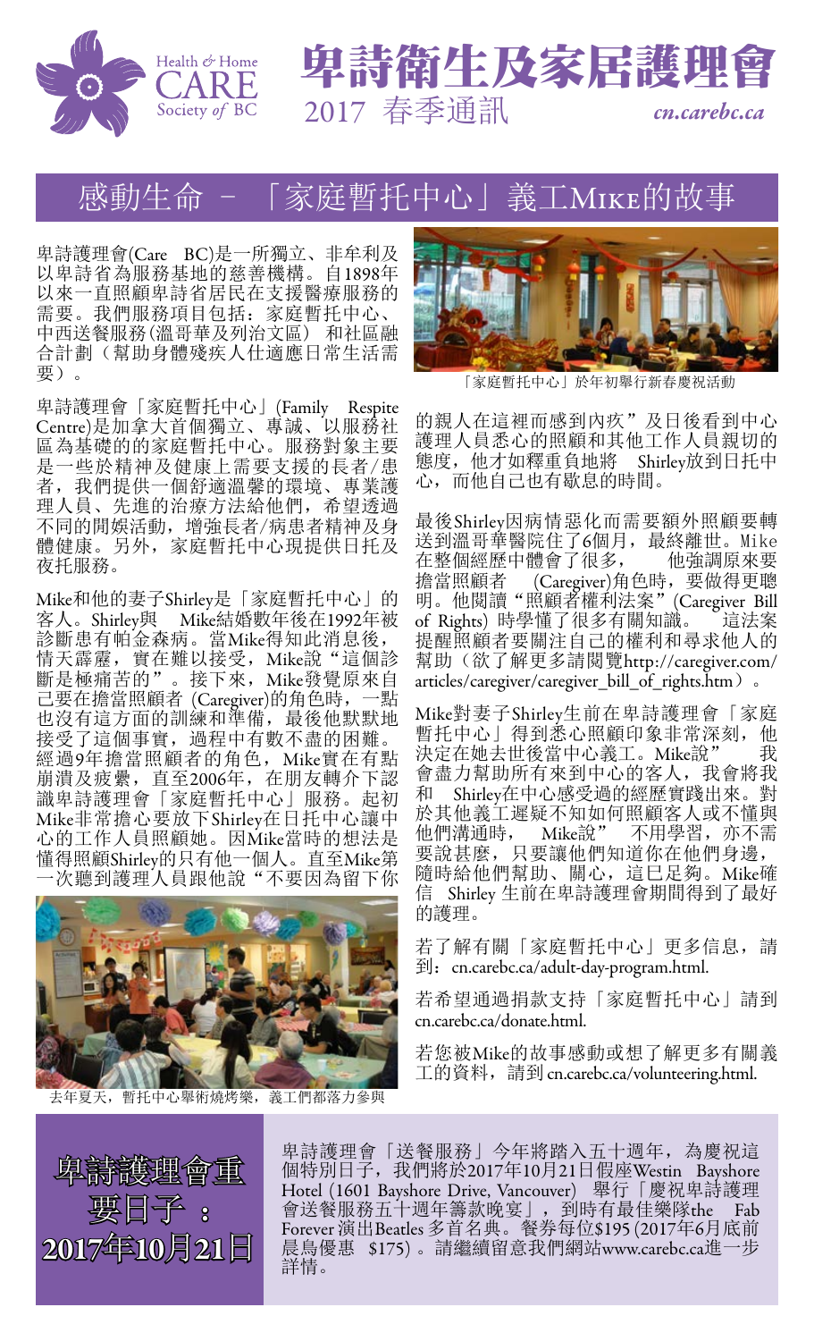# 卑詩衛生及家居護理會

Health & Home CARE Society of BC

2017 春季通訊

*cn.carebc.ca*

## 感動生命 –「家庭暫托中心」義工Mike的故事

卑詩護理會(Care BC)是一所獨立、非牟利及以卑詩省為服務基地的慈善機構。自1898年以來一直照顧卑詩省居民在支援醫療服務的需要。我們服務項目包括：家庭暫托中心、中西送餐服務(溫哥華及列治文區) 和社區融合計劃（幫助身體殘疾人仕適應日常生活需要）。

卑詩護理會「家庭暫托中心」(Family Respite Centre)是加拿大首個獨立、專誠、以服務社區為基礎的的家庭暫托中心。服務對象主要是一些於精神及健康上需要支援的長者/患者，我們提供一個舒適溫馨的環境、專業護理人員、先進的治療方法給他們，希望透過不同的閒娛活動，增強長者/病患者精神及身體健康。另外，家庭暫托中心現提供日托及夜托服務。

Mike和他的妻子Shirley是「家庭暫托中心」的客人。Shirley與 Mike結婚數年後在1992年被診斷患有帕金森病。當Mike得知此消息後，情天霹靂，實在難以接受，Mike說"這個診斷是極痛苦的"。接下來，Mike發覺原來自己要在擔當照顧者 (Caregiver)的角色時，一點也沒有這方面的訓練和準備，最後他默默地接受了這個事實，過程中有數不盡的困難。經過9年擔當照顧者的角色，Mike實在有點崩潰及疲纍，直至2006年，在朋友轉介下認識卑詩護理會「家庭暫托中心」服務。起初Mike非常擔心要放下Shirley在日托中心讓中心的工作人員照顧她。因Mike當時的想法是懂得照顧Shirley的只有他一個人。直至Mike第一次聽到護理人員跟他說"不要因為留下你的親人在這裡而感到內疚"及日後看到中心護理人員悉心的照顧和其他工作人員親切的態度，他才如釋重負地將 Shirley放到日托中心，而他自己也有歇息的時間。

去年夏天，暫托中心舉術燒烤樂，義工們都落力參與

「家庭暫托中心」於年初舉行新春慶祝活動

最後Shirley因病情惡化而需要額外照顧要轉送到溫哥華醫院住了6個月，最終離世。Mike在整個經歷中體會了很多， 他強調原來要擔當照顧者 (Caregiver)角色時，要做得更聰明。他閱讀"照顧者權利法案"(Caregiver Bill of Rights) 時學懂了很多有關知識。 這法案提醒照顧者要關注自己的權利和尋求他人的幫助（欲了解更多請閱覽http://caregiver.com/articles/caregiver/caregiver_bill_of_rights.htm）。

Mike對妻子Shirley生前在卑詩護理會「家庭暫托中心」得到悉心照顧印象非常深刻，他決定在她去世後當中心義工。Mike說" 我會盡力幫助所有來到中心的客人，我會將我和 Shirley在中心感受過的經歷實踐出來。對於其他義工遲疑不知如何照顧客人或不懂與他們溝通時， Mike說" 不用學習，亦不需要說甚麼，只要讓他們知道你在他們身邊，隨時給他們幫助、關心，這已足夠。Mike確信 Shirley 生前在卑詩護理會期間得到了最好的護理。

若了解有關「家庭暫托中心」更多信息，請到：cn.carebc.ca/adult-day-program.html.

若希望通過捐款支持「家庭暫托中心」請到 cn.carebc.ca/donate.html.

若您被Mike的故事感動或想了解更多有關義工的資料，請到 cn.carebc.ca/volunteering.html.

**卑詩護理會重要日子：2017年10月21日**

卑詩護理會「送餐服務」今年將踏入五十週年，為慶祝這個特別日子，我們將於2017年10月21日假座Westin Bayshore Hotel (1601 Bayshore Drive, Vancouver) 舉行「慶祝卑詩護理會送餐服務五十週年籌款晚宴」，到時有最佳樂隊the Fab Forever 演出Beatles 多首名典。餐券每位$195 (2017年6月底前晨鳥優惠 $175)。請繼續留意我們網站www.carebc.ca進一步詳情。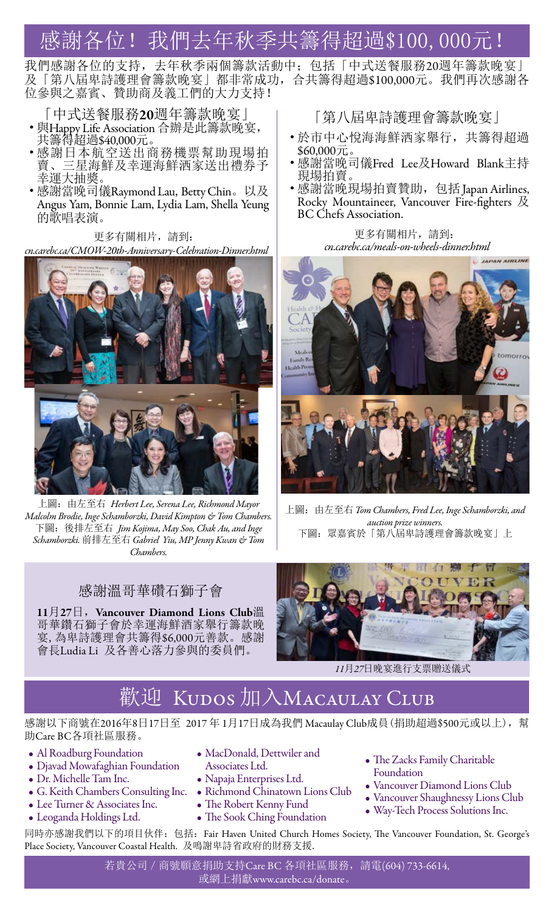# 感謝各位！我們去年秋季共籌得超過$100, 000元！

我們感謝各位的支持，去年秋季兩個籌款活動中；包括「中式送餐服務20週年籌款晚宴」及「第八屆卑詩護理會籌款晚宴」都非常成功，合共籌得超過$100,000元。我們再次感謝各位參與之嘉賓、贊助商及義工們的大力支持！

## 「中式送餐服務**20**週年籌款晚宴」

- 與Happy Life Association 合辦是此籌款晚宴，共籌得超過$40,000元。
- 感謝日本航空送出商務機票幫助現場拍賣、三星海鮮及幸運海鮮酒家送出禮券予幸運大抽獎。
- 感謝當晚司儀Raymond Lau, Betty Chin。以及Angus Yam, Bonnie Lam, Lydia Lam, Shella Yeung 的歌唱表演。

更多有關相片，請到：
*cn.carebc.ca/CMOW-20th-Anniversary-Celebration-Dinner.html*

上圖：由左至右 *Herbert Lee, Serena Lee, Richmond Mayor Malcolm Brodie, Inge Schamborzki, David Kimpton & Tom Chambers.*
下圖：後排左至右 *Jim Kojima, May Soo, Chak Au, and Inge Schamborzki.* 前排左至右 *Gabriel Yiu, MP Jenny Kwan & Tom Chambers.*

## 「第八屆卑詩護理會籌款晚宴」

- 於市中心悅海海鮮酒家舉行，共籌得超過$60,000元。
- 感謝當晚司儀Fred Lee及Howard Blank主持現場拍賣。
- 感謝當晚現場拍賣贊助，包括 Japan Airlines, Rocky Mountaineer, Vancouver Fire-fighters 及 BC Chefs Association.

更多有關相片，請到：
*cn.carebc.ca/meals-on-wheels-dinner.html*

上圖：由左至右 *Tom Chambers, Fred Lee, Inge Schamborzki, and auction prize winners.*
下圖：眾嘉賓於「第八屆卑詩護理會籌款晚宴」上

## 感謝溫哥華礦石獅子會

**11**月**27**日，**Vancouver Diamond Lions Club**溫哥華鑽石獅子會於幸運海鮮酒家舉行籌款晚宴, 為卑詩護理會共籌得$6,000元善款。感謝會長Ludia Li 及各善心落力參與的委員們。

*11*月*27*日晚宴進行支票贈送儀式

# 歡迎 Kudos 加入Macaulay Club

感謝以下商號在2016年8日17日至 2017 年 1月17日成為我們 Macaulay Club成員（捐助超過$500元或以上），幫助Care BC各項社區服務。

- Al Roadburg Foundation
- Djavad Mowafaghian Foundation
- Dr. Michelle Tam Inc.
- G. Keith Chambers Consulting Inc.
- Lee Turner & Associates Inc.
- Leoganda Holdings Ltd.
- MacDonald, Dettwiler and Associates Ltd.
- Napaja Enterprises Ltd.
- Richmond Chinatown Lions Club
- The Robert Kenny Fund
- The Sook Ching Foundation
- The Zacks Family Charitable Foundation
- Vancouver Diamond Lions Club
- Vancouver Shaughnessy Lions Club
- Way-Tech Process Solutions Inc.

同時亦感謝我們以下的項目伙伴：包括：Fair Haven United Church Homes Society, The Vancouver Foundation, St. George's Place Society, Vancouver Coastal Health. 及鳴謝卑詩省政府的財務支援.

若貴公司 / 商號願意捐助支持Care BC 各項社區服務，請電(604) 733-6614,
或網上捐獻www.carebc.ca/donate。